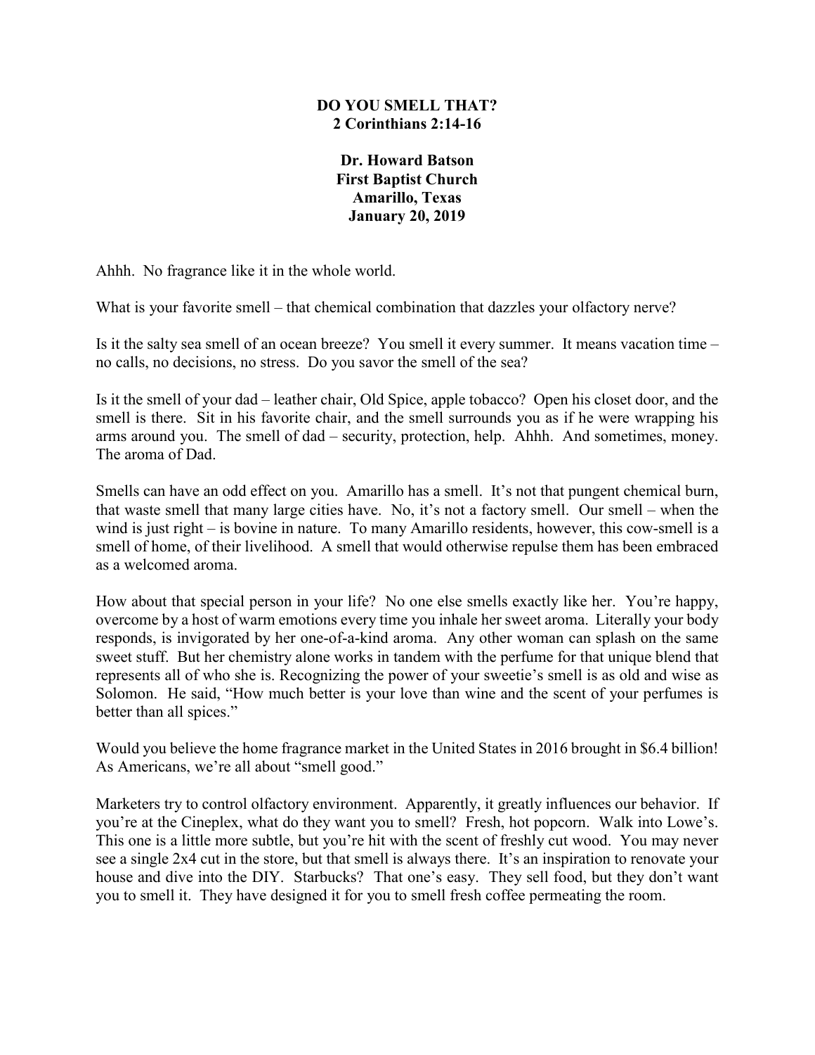# DO YOU SMELL THAT?
## 2 Corinthians 2:14-16

**Dr. Howard Batson**
**First Baptist Church**
**Amarillo, Texas**
**January 20, 2019**

Ahhh. No fragrance like it in the whole world.

What is your favorite smell – that chemical combination that dazzles your olfactory nerve?

Is it the salty sea smell of an ocean breeze? You smell it every summer. It means vacation time – no calls, no decisions, no stress. Do you savor the smell of the sea?

Is it the smell of your dad – leather chair, Old Spice, apple tobacco? Open his closet door, and the smell is there. Sit in his favorite chair, and the smell surrounds you as if he were wrapping his arms around you. The smell of dad – security, protection, help. Ahhh. And sometimes, money. The aroma of Dad.

Smells can have an odd effect on you. Amarillo has a smell. It's not that pungent chemical burn, that waste smell that many large cities have. No, it's not a factory smell. Our smell – when the wind is just right – is bovine in nature. To many Amarillo residents, however, this cow-smell is a smell of home, of their livelihood. A smell that would otherwise repulse them has been embraced as a welcomed aroma.

How about that special person in your life? No one else smells exactly like her. You're happy, overcome by a host of warm emotions every time you inhale her sweet aroma. Literally your body responds, is invigorated by her one-of-a-kind aroma. Any other woman can splash on the same sweet stuff. But her chemistry alone works in tandem with the perfume for that unique blend that represents all of who she is. Recognizing the power of your sweetie's smell is as old and wise as Solomon. He said, "How much better is your love than wine and the scent of your perfumes is better than all spices."

Would you believe the home fragrance market in the United States in 2016 brought in $6.4 billion! As Americans, we're all about "smell good."

Marketers try to control olfactory environment. Apparently, it greatly influences our behavior. If you're at the Cineplex, what do they want you to smell? Fresh, hot popcorn. Walk into Lowe's. This one is a little more subtle, but you're hit with the scent of freshly cut wood. You may never see a single 2x4 cut in the store, but that smell is always there. It's an inspiration to renovate your house and dive into the DIY. Starbucks? That one's easy. They sell food, but they don't want you to smell it. They have designed it for you to smell fresh coffee permeating the room.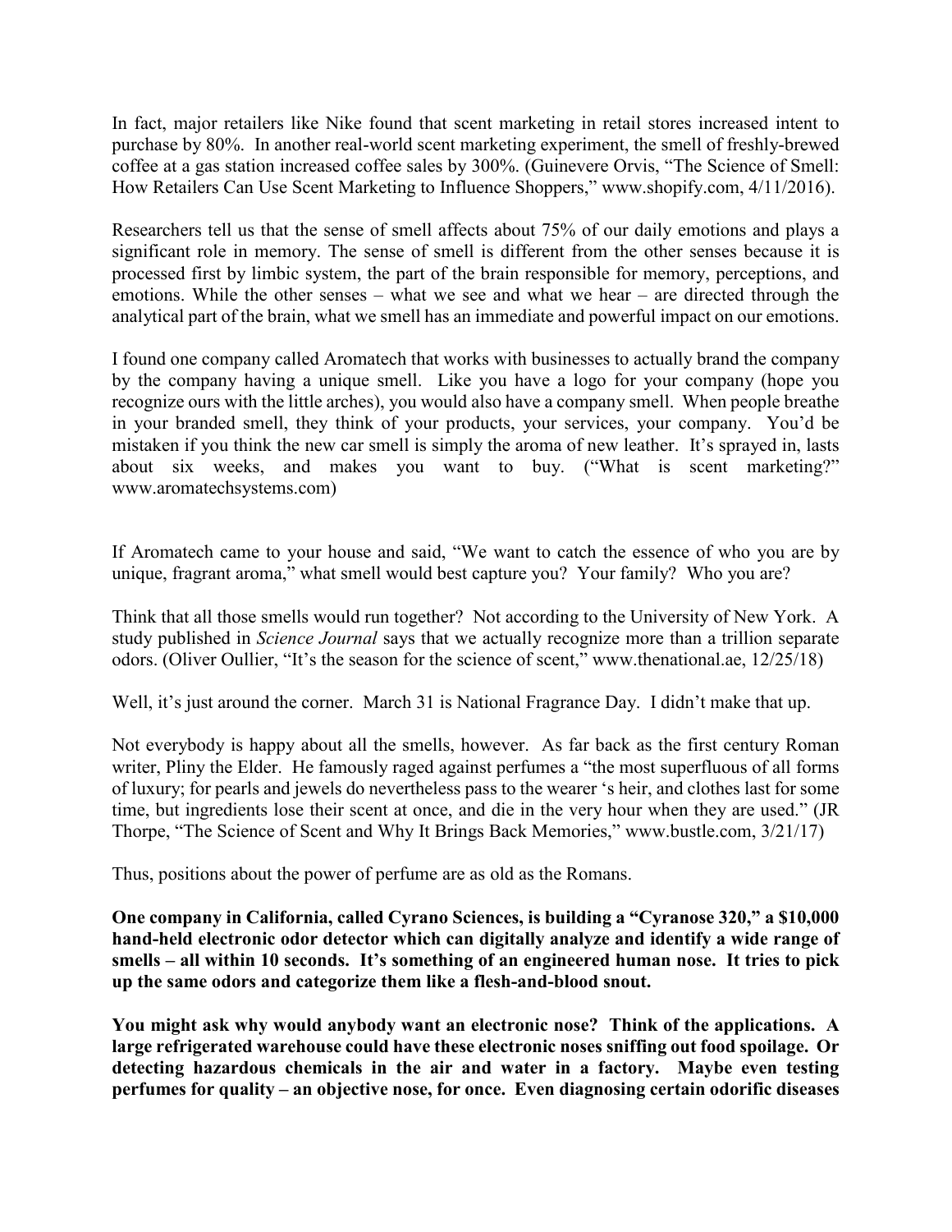In fact, major retailers like Nike found that scent marketing in retail stores increased intent to purchase by 80%. In another real-world scent marketing experiment, the smell of freshly-brewed coffee at a gas station increased coffee sales by 300%. (Guinevere Orvis, "The Science of Smell: How Retailers Can Use Scent Marketing to Influence Shoppers," www.shopify.com, 4/11/2016).

Researchers tell us that the sense of smell affects about 75% of our daily emotions and plays a significant role in memory. The sense of smell is different from the other senses because it is processed first by limbic system, the part of the brain responsible for memory, perceptions, and emotions. While the other senses – what we see and what we hear – are directed through the analytical part of the brain, what we smell has an immediate and powerful impact on our emotions.

I found one company called Aromatech that works with businesses to actually brand the company by the company having a unique smell. Like you have a logo for your company (hope you recognize ours with the little arches), you would also have a company smell. When people breathe in your branded smell, they think of your products, your services, your company. You'd be mistaken if you think the new car smell is simply the aroma of new leather. It's sprayed in, lasts about six weeks, and makes you want to buy. ("What is scent marketing?" www.aromatechsystems.com)

If Aromatech came to your house and said, "We want to catch the essence of who you are by unique, fragrant aroma," what smell would best capture you? Your family? Who you are?

Think that all those smells would run together? Not according to the University of New York. A study published in *Science Journal* says that we actually recognize more than a trillion separate odors. (Oliver Oullier, "It's the season for the science of scent," www.thenational.ae, 12/25/18)

Well, it's just around the corner. March 31 is National Fragrance Day. I didn't make that up.

Not everybody is happy about all the smells, however. As far back as the first century Roman writer, Pliny the Elder. He famously raged against perfumes a "the most superfluous of all forms of luxury; for pearls and jewels do nevertheless pass to the wearer 's heir, and clothes last for some time, but ingredients lose their scent at once, and die in the very hour when they are used." (JR Thorpe, "The Science of Scent and Why It Brings Back Memories," www.bustle.com, 3/21/17)

Thus, positions about the power of perfume are as old as the Romans.

**One company in California, called Cyrano Sciences, is building a "Cyranose 320," a $10,000 hand-held electronic odor detector which can digitally analyze and identify a wide range of smells – all within 10 seconds. It's something of an engineered human nose. It tries to pick up the same odors and categorize them like a flesh-and-blood snout.**

**You might ask why would anybody want an electronic nose? Think of the applications. A large refrigerated warehouse could have these electronic noses sniffing out food spoilage. Or detecting hazardous chemicals in the air and water in a factory. Maybe even testing perfumes for quality – an objective nose, for once. Even diagnosing certain odorific diseases**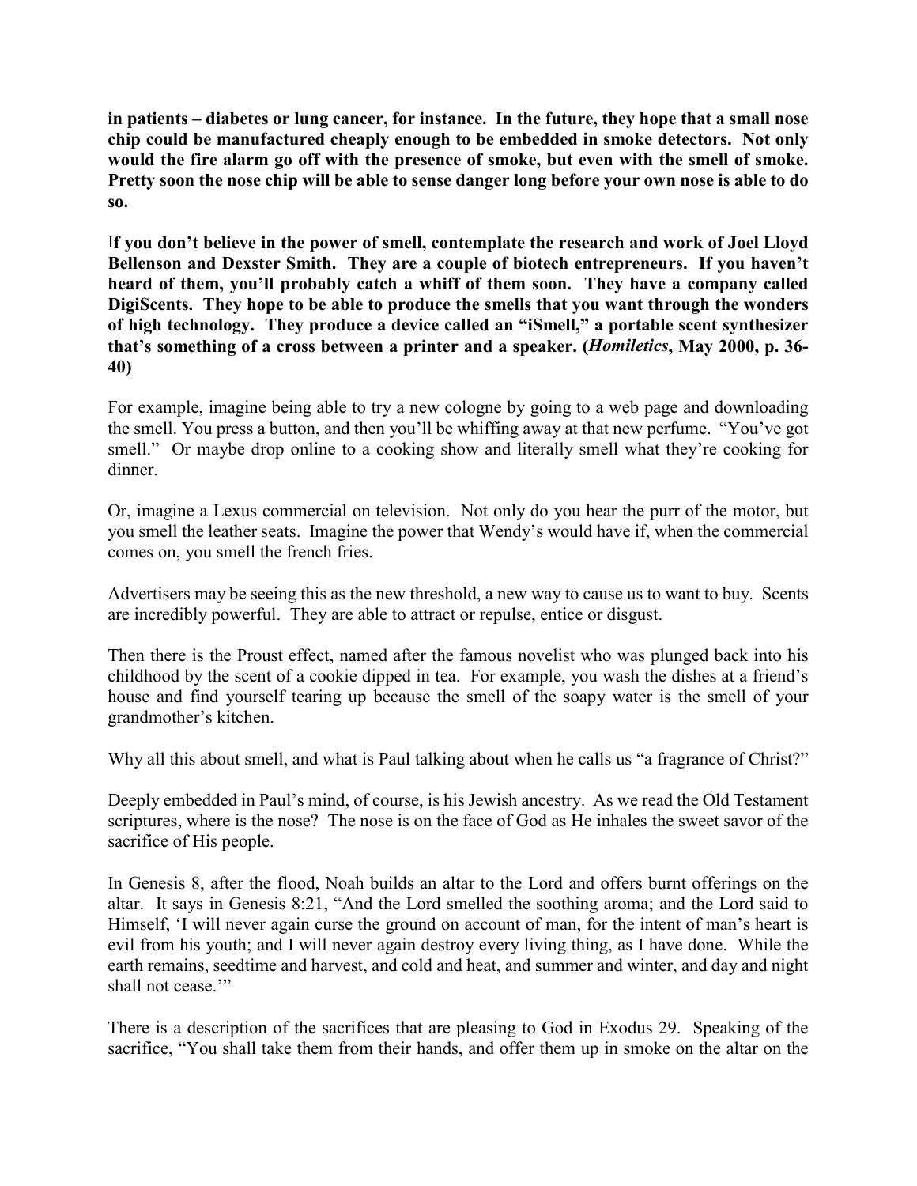**in patients – diabetes or lung cancer, for instance. In the future, they hope that a small nose chip could be manufactured cheaply enough to be embedded in smoke detectors. Not only would the fire alarm go off with the presence of smoke, but even with the smell of smoke. Pretty soon the nose chip will be able to sense danger long before your own nose is able to do so.**

**If you don't believe in the power of smell, contemplate the research and work of Joel Lloyd Bellenson and Dexster Smith. They are a couple of biotech entrepreneurs. If you haven't heard of them, you'll probably catch a whiff of them soon. They have a company called DigiScents. They hope to be able to produce the smells that you want through the wonders of high technology. They produce a device called an "iSmell," a portable scent synthesizer that's something of a cross between a printer and a speaker. (*Homiletics*, May 2000, p. 36-40)**

For example, imagine being able to try a new cologne by going to a web page and downloading the smell. You press a button, and then you'll be whiffing away at that new perfume. "You've got smell." Or maybe drop online to a cooking show and literally smell what they're cooking for dinner.

Or, imagine a Lexus commercial on television. Not only do you hear the purr of the motor, but you smell the leather seats. Imagine the power that Wendy's would have if, when the commercial comes on, you smell the french fries.

Advertisers may be seeing this as the new threshold, a new way to cause us to want to buy. Scents are incredibly powerful. They are able to attract or repulse, entice or disgust.

Then there is the Proust effect, named after the famous novelist who was plunged back into his childhood by the scent of a cookie dipped in tea. For example, you wash the dishes at a friend's house and find yourself tearing up because the smell of the soapy water is the smell of your grandmother's kitchen.

Why all this about smell, and what is Paul talking about when he calls us "a fragrance of Christ?"

Deeply embedded in Paul's mind, of course, is his Jewish ancestry. As we read the Old Testament scriptures, where is the nose? The nose is on the face of God as He inhales the sweet savor of the sacrifice of His people.

In Genesis 8, after the flood, Noah builds an altar to the Lord and offers burnt offerings on the altar. It says in Genesis 8:21, "And the Lord smelled the soothing aroma; and the Lord said to Himself, 'I will never again curse the ground on account of man, for the intent of man's heart is evil from his youth; and I will never again destroy every living thing, as I have done. While the earth remains, seedtime and harvest, and cold and heat, and summer and winter, and day and night shall not cease.'"

There is a description of the sacrifices that are pleasing to God in Exodus 29. Speaking of the sacrifice, "You shall take them from their hands, and offer them up in smoke on the altar on the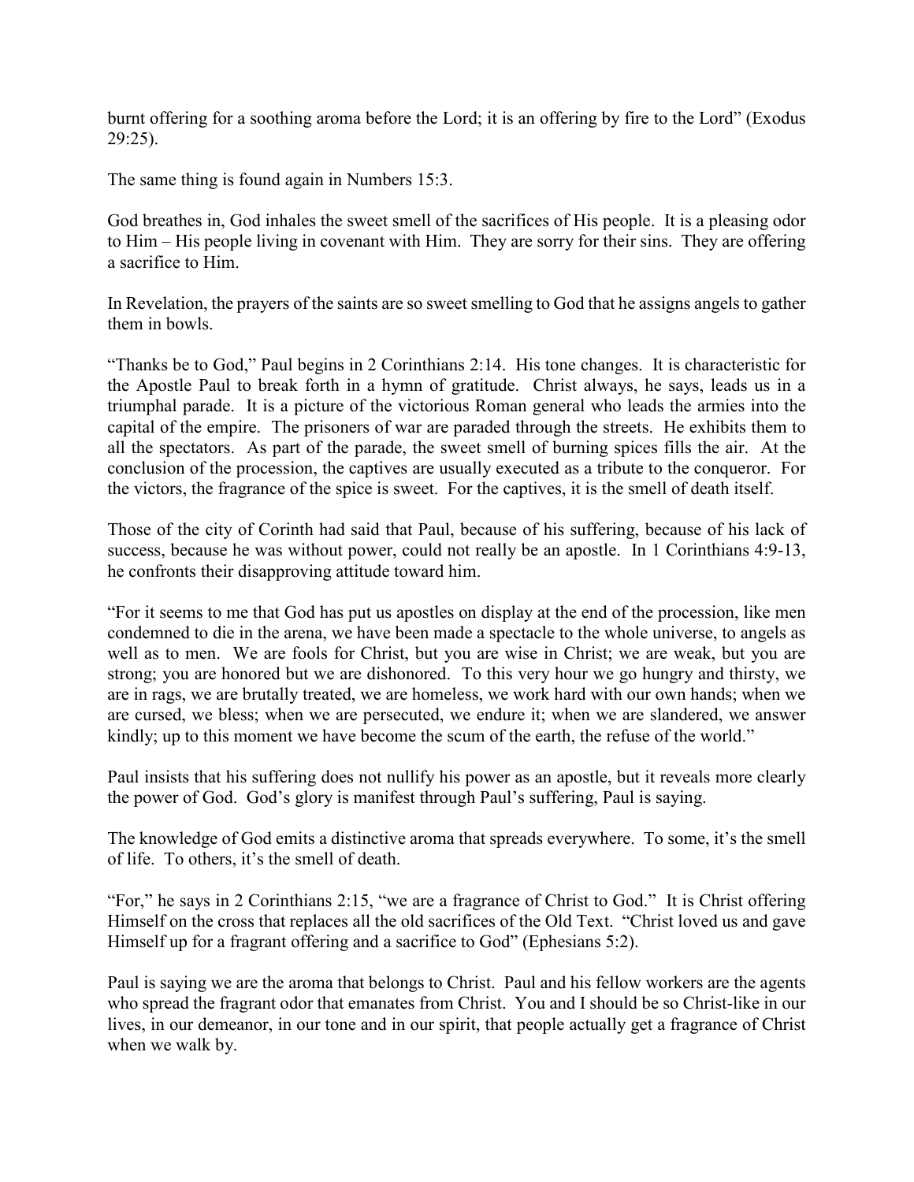burnt offering for a soothing aroma before the Lord; it is an offering by fire to the Lord" (Exodus 29:25).

The same thing is found again in Numbers 15:3.

God breathes in, God inhales the sweet smell of the sacrifices of His people. It is a pleasing odor to Him – His people living in covenant with Him. They are sorry for their sins. They are offering a sacrifice to Him.

In Revelation, the prayers of the saints are so sweet smelling to God that he assigns angels to gather them in bowls.

"Thanks be to God," Paul begins in 2 Corinthians 2:14. His tone changes. It is characteristic for the Apostle Paul to break forth in a hymn of gratitude. Christ always, he says, leads us in a triumphal parade. It is a picture of the victorious Roman general who leads the armies into the capital of the empire. The prisoners of war are paraded through the streets. He exhibits them to all the spectators. As part of the parade, the sweet smell of burning spices fills the air. At the conclusion of the procession, the captives are usually executed as a tribute to the conqueror. For the victors, the fragrance of the spice is sweet. For the captives, it is the smell of death itself.

Those of the city of Corinth had said that Paul, because of his suffering, because of his lack of success, because he was without power, could not really be an apostle. In 1 Corinthians 4:9-13, he confronts their disapproving attitude toward him.

"For it seems to me that God has put us apostles on display at the end of the procession, like men condemned to die in the arena, we have been made a spectacle to the whole universe, to angels as well as to men. We are fools for Christ, but you are wise in Christ; we are weak, but you are strong; you are honored but we are dishonored. To this very hour we go hungry and thirsty, we are in rags, we are brutally treated, we are homeless, we work hard with our own hands; when we are cursed, we bless; when we are persecuted, we endure it; when we are slandered, we answer kindly; up to this moment we have become the scum of the earth, the refuse of the world."

Paul insists that his suffering does not nullify his power as an apostle, but it reveals more clearly the power of God. God's glory is manifest through Paul's suffering, Paul is saying.

The knowledge of God emits a distinctive aroma that spreads everywhere. To some, it's the smell of life. To others, it's the smell of death.

"For," he says in 2 Corinthians 2:15, "we are a fragrance of Christ to God." It is Christ offering Himself on the cross that replaces all the old sacrifices of the Old Text. "Christ loved us and gave Himself up for a fragrant offering and a sacrifice to God" (Ephesians 5:2).

Paul is saying we are the aroma that belongs to Christ. Paul and his fellow workers are the agents who spread the fragrant odor that emanates from Christ. You and I should be so Christ-like in our lives, in our demeanor, in our tone and in our spirit, that people actually get a fragrance of Christ when we walk by.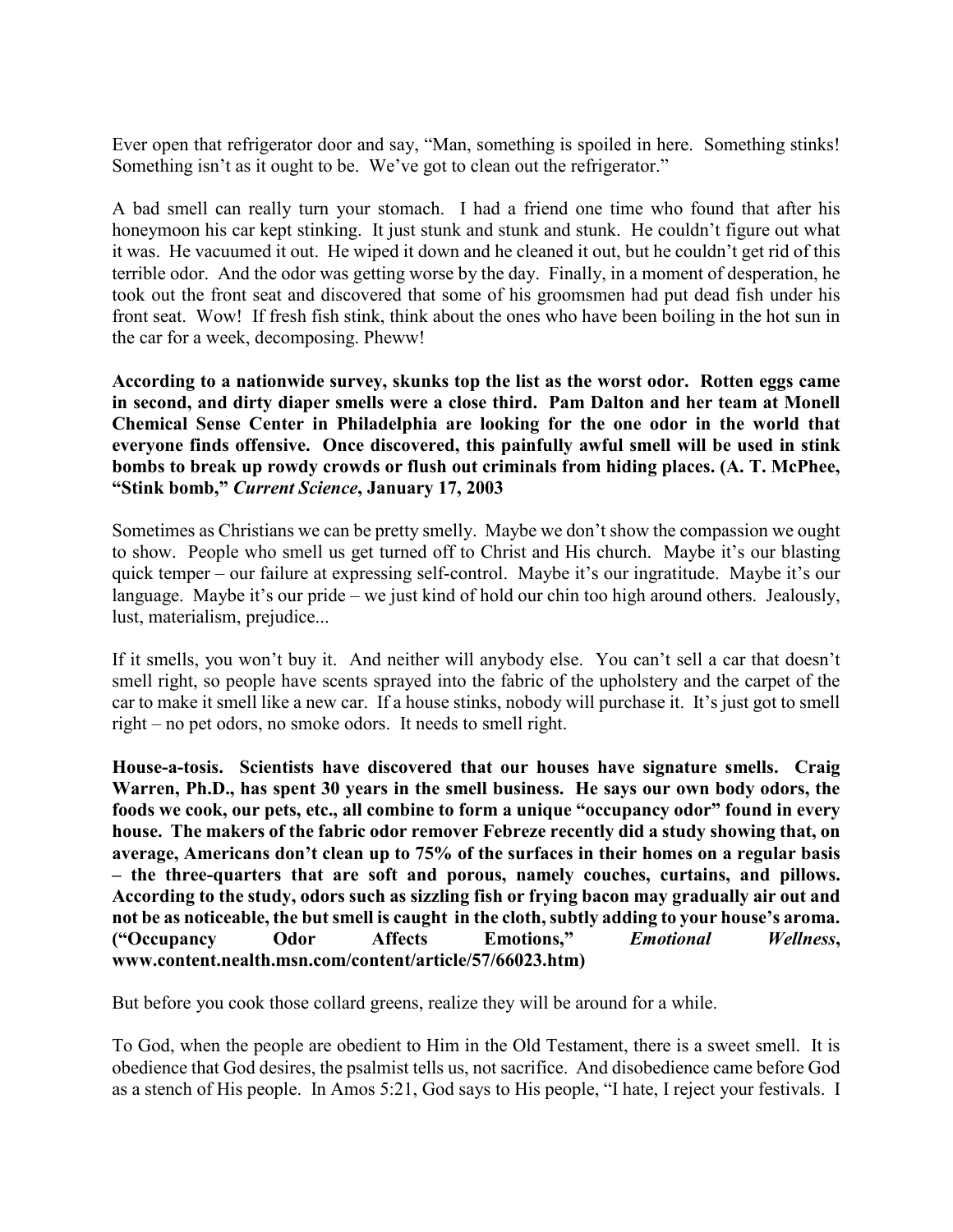Ever open that refrigerator door and say, "Man, something is spoiled in here. Something stinks! Something isn't as it ought to be. We've got to clean out the refrigerator."

A bad smell can really turn your stomach. I had a friend one time who found that after his honeymoon his car kept stinking. It just stunk and stunk and stunk. He couldn't figure out what it was. He vacuumed it out. He wiped it down and he cleaned it out, but he couldn't get rid of this terrible odor. And the odor was getting worse by the day. Finally, in a moment of desperation, he took out the front seat and discovered that some of his groomsmen had put dead fish under his front seat. Wow! If fresh fish stink, think about the ones who have been boiling in the hot sun in the car for a week, decomposing. Pheww!

**According to a nationwide survey, skunks top the list as the worst odor. Rotten eggs came in second, and dirty diaper smells were a close third. Pam Dalton and her team at Monell Chemical Sense Center in Philadelphia are looking for the one odor in the world that everyone finds offensive. Once discovered, this painfully awful smell will be used in stink bombs to break up rowdy crowds or flush out criminals from hiding places. (A. T. McPhee, "Stink bomb,"** ***Current Science*****, January 17, 2003**

Sometimes as Christians we can be pretty smelly. Maybe we don't show the compassion we ought to show. People who smell us get turned off to Christ and His church. Maybe it's our blasting quick temper – our failure at expressing self-control. Maybe it's our ingratitude. Maybe it's our language. Maybe it's our pride – we just kind of hold our chin too high around others. Jealously, lust, materialism, prejudice...

If it smells, you won't buy it. And neither will anybody else. You can't sell a car that doesn't smell right, so people have scents sprayed into the fabric of the upholstery and the carpet of the car to make it smell like a new car. If a house stinks, nobody will purchase it. It's just got to smell right – no pet odors, no smoke odors. It needs to smell right.

**House-a-tosis. Scientists have discovered that our houses have signature smells. Craig Warren, Ph.D., has spent 30 years in the smell business. He says our own body odors, the foods we cook, our pets, etc., all combine to form a unique "occupancy odor" found in every house. The makers of the fabric odor remover Febreze recently did a study showing that, on average, Americans don't clean up to 75% of the surfaces in their homes on a regular basis – the three-quarters that are soft and porous, namely couches, curtains, and pillows. According to the study, odors such as sizzling fish or frying bacon may gradually air out and not be as noticeable, the but smell is caught in the cloth, subtly adding to your house's aroma. ("Occupancy Odor Affects Emotions,"** ***Emotional Wellness*****, www.content.nealth.msn.com/content/article/57/66023.htm)**

But before you cook those collard greens, realize they will be around for a while.

To God, when the people are obedient to Him in the Old Testament, there is a sweet smell. It is obedience that God desires, the psalmist tells us, not sacrifice. And disobedience came before God as a stench of His people. In Amos 5:21, God says to His people, "I hate, I reject your festivals. I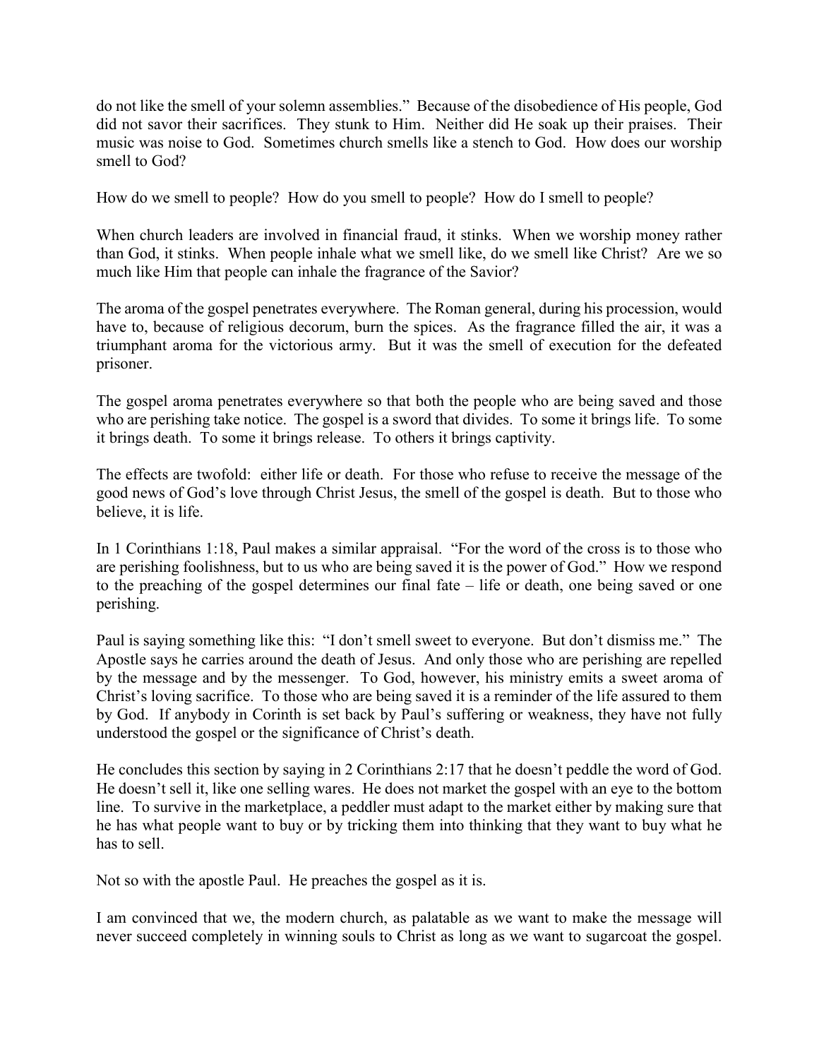do not like the smell of your solemn assemblies." Because of the disobedience of His people, God did not savor their sacrifices. They stunk to Him. Neither did He soak up their praises. Their music was noise to God. Sometimes church smells like a stench to God. How does our worship smell to God?

How do we smell to people? How do you smell to people? How do I smell to people?

When church leaders are involved in financial fraud, it stinks. When we worship money rather than God, it stinks. When people inhale what we smell like, do we smell like Christ? Are we so much like Him that people can inhale the fragrance of the Savior?

The aroma of the gospel penetrates everywhere. The Roman general, during his procession, would have to, because of religious decorum, burn the spices. As the fragrance filled the air, it was a triumphant aroma for the victorious army. But it was the smell of execution for the defeated prisoner.

The gospel aroma penetrates everywhere so that both the people who are being saved and those who are perishing take notice. The gospel is a sword that divides. To some it brings life. To some it brings death. To some it brings release. To others it brings captivity.

The effects are twofold: either life or death. For those who refuse to receive the message of the good news of God's love through Christ Jesus, the smell of the gospel is death. But to those who believe, it is life.

In 1 Corinthians 1:18, Paul makes a similar appraisal. "For the word of the cross is to those who are perishing foolishness, but to us who are being saved it is the power of God." How we respond to the preaching of the gospel determines our final fate – life or death, one being saved or one perishing.

Paul is saying something like this: "I don't smell sweet to everyone. But don't dismiss me." The Apostle says he carries around the death of Jesus. And only those who are perishing are repelled by the message and by the messenger. To God, however, his ministry emits a sweet aroma of Christ's loving sacrifice. To those who are being saved it is a reminder of the life assured to them by God. If anybody in Corinth is set back by Paul's suffering or weakness, they have not fully understood the gospel or the significance of Christ's death.

He concludes this section by saying in 2 Corinthians 2:17 that he doesn't peddle the word of God. He doesn't sell it, like one selling wares. He does not market the gospel with an eye to the bottom line. To survive in the marketplace, a peddler must adapt to the market either by making sure that he has what people want to buy or by tricking them into thinking that they want to buy what he has to sell.

Not so with the apostle Paul. He preaches the gospel as it is.

I am convinced that we, the modern church, as palatable as we want to make the message will never succeed completely in winning souls to Christ as long as we want to sugarcoat the gospel.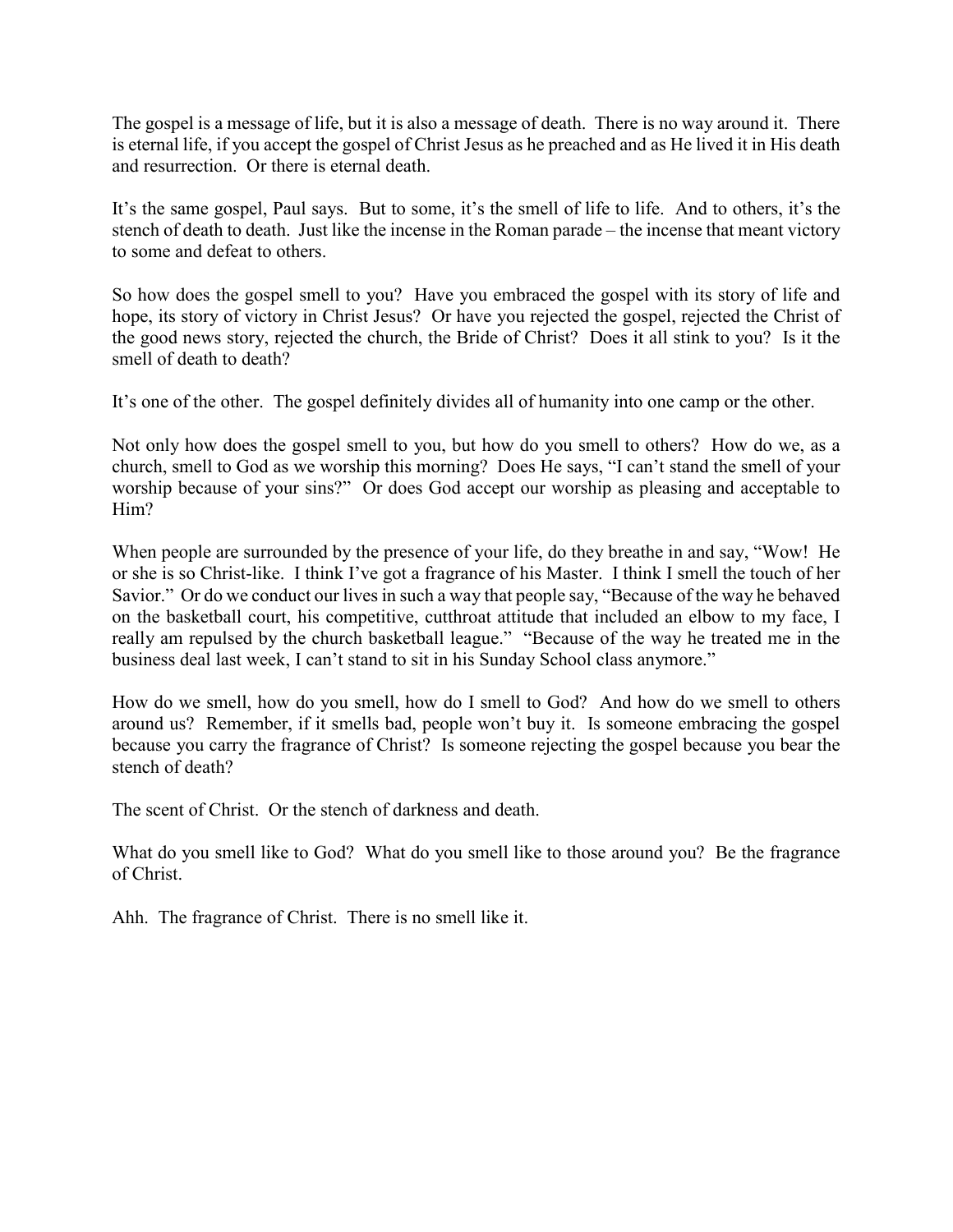The gospel is a message of life, but it is also a message of death. There is no way around it. There is eternal life, if you accept the gospel of Christ Jesus as he preached and as He lived it in His death and resurrection. Or there is eternal death.

It's the same gospel, Paul says. But to some, it's the smell of life to life. And to others, it's the stench of death to death. Just like the incense in the Roman parade – the incense that meant victory to some and defeat to others.

So how does the gospel smell to you? Have you embraced the gospel with its story of life and hope, its story of victory in Christ Jesus? Or have you rejected the gospel, rejected the Christ of the good news story, rejected the church, the Bride of Christ? Does it all stink to you? Is it the smell of death to death?

It's one of the other. The gospel definitely divides all of humanity into one camp or the other.

Not only how does the gospel smell to you, but how do you smell to others? How do we, as a church, smell to God as we worship this morning? Does He says, "I can't stand the smell of your worship because of your sins?" Or does God accept our worship as pleasing and acceptable to Him?

When people are surrounded by the presence of your life, do they breathe in and say, "Wow! He or she is so Christ-like. I think I've got a fragrance of his Master. I think I smell the touch of her Savior." Or do we conduct our lives in such a way that people say, "Because of the way he behaved on the basketball court, his competitive, cutthroat attitude that included an elbow to my face, I really am repulsed by the church basketball league." "Because of the way he treated me in the business deal last week, I can't stand to sit in his Sunday School class anymore."

How do we smell, how do you smell, how do I smell to God? And how do we smell to others around us? Remember, if it smells bad, people won't buy it. Is someone embracing the gospel because you carry the fragrance of Christ? Is someone rejecting the gospel because you bear the stench of death?

The scent of Christ. Or the stench of darkness and death.

What do you smell like to God? What do you smell like to those around you? Be the fragrance of Christ.

Ahh. The fragrance of Christ. There is no smell like it.